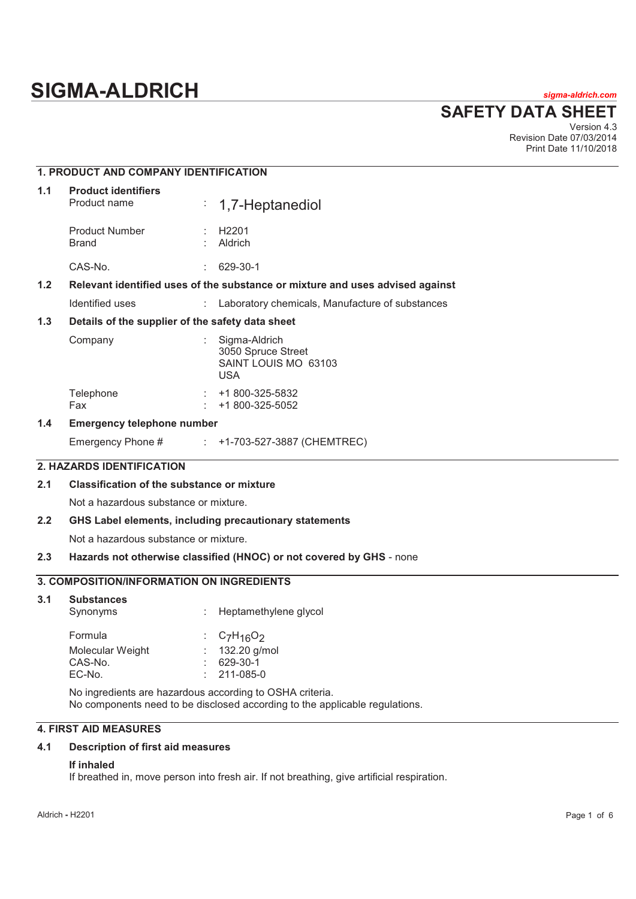# SIGMA-ALDRICH

*sigma-aldrich.com*

## SAFETY DATA SHEET

Version 4.3
Revision Date 07/03/2014
Print Date 11/10/2018

### 1. PRODUCT AND COMPANY IDENTIFICATION

**1.1 Product identifiers**

| | | |
|---|---|---|
| Product name | : | 1,7-Heptanediol |
| Product Number | : | H2201 |
| Brand | : | Aldrich |
| CAS-No. | : | 629-30-1 |

**1.2 Relevant identified uses of the substance or mixture and uses advised against**

| | | |
|---|---|---|
| Identified uses | : | Laboratory chemicals, Manufacture of substances |

**1.3 Details of the supplier of the safety data sheet**

| | | |
|---|---|---|
| Company | : | Sigma-Aldrich<br>3050 Spruce Street<br>SAINT LOUIS MO 63103<br>USA |
| Telephone | : | +1 800-325-5832 |
| Fax | : | +1 800-325-5052 |

**1.4 Emergency telephone number**

| | | |
|---|---|---|
| Emergency Phone # | : | +1-703-527-3887 (CHEMTREC) |

### 2. HAZARDS IDENTIFICATION

**2.1 Classification of the substance or mixture**

Not a hazardous substance or mixture.

**2.2 GHS Label elements, including precautionary statements**

Not a hazardous substance or mixture.

**2.3 Hazards not otherwise classified (HNOC) or not covered by GHS** - none

### 3. COMPOSITION/INFORMATION ON INGREDIENTS

**3.1 Substances**

| | | |
|---|---|---|
| Synonyms | : | Heptamethylene glycol |
| Formula | : | $C_7H_{16}O_2$ |
| Molecular Weight | : | 132.20 g/mol |
| CAS-No. | : | 629-30-1 |
| EC-No. | : | 211-085-0 |

No ingredients are hazardous according to OSHA criteria.
No components need to be disclosed according to the applicable regulations.

### 4. FIRST AID MEASURES

**4.1 Description of first aid measures**

**If inhaled**
If breathed in, move person into fresh air. If not breathing, give artificial respiration.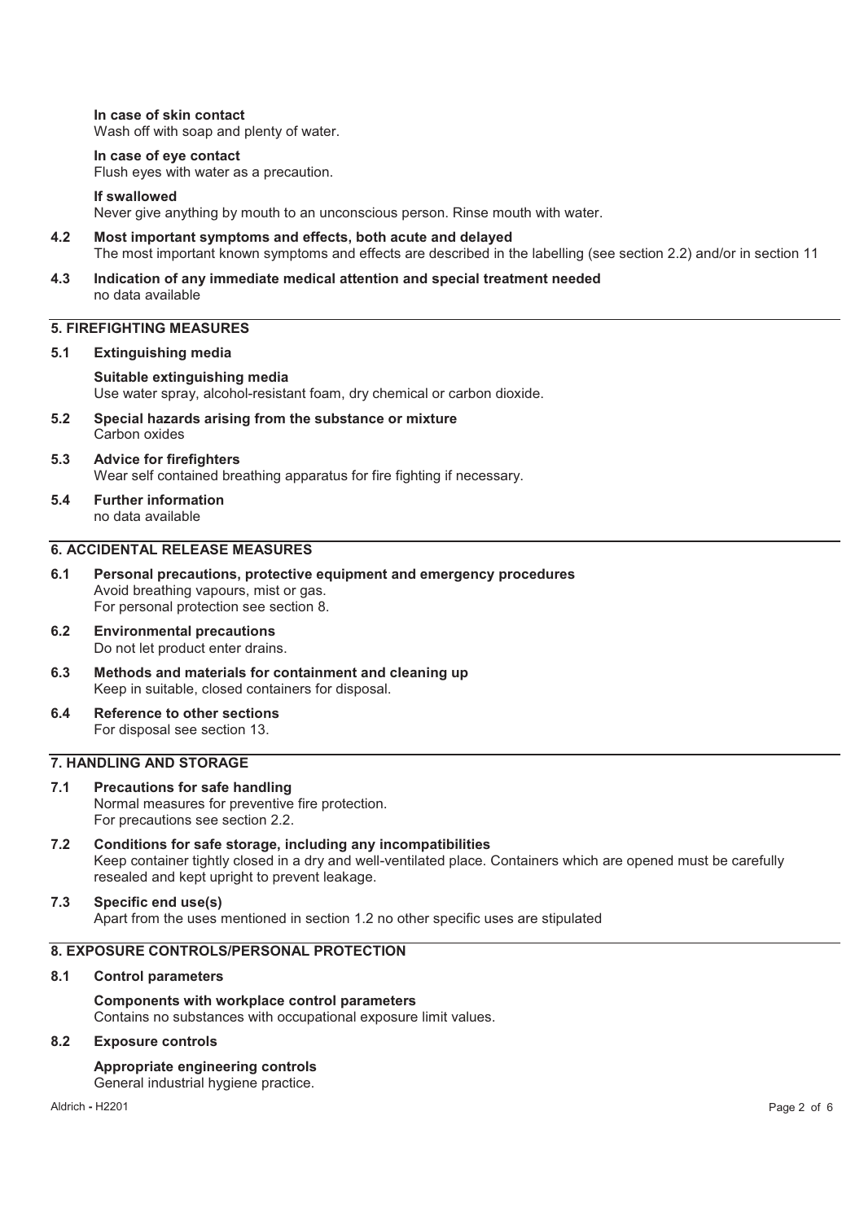**In case of skin contact**
Wash off with soap and plenty of water.

**In case of eye contact**
Flush eyes with water as a precaution.

**If swallowed**
Never give anything by mouth to an unconscious person. Rinse mouth with water.

**4.2 Most important symptoms and effects, both acute and delayed**
The most important known symptoms and effects are described in the labelling (see section 2.2) and/or in section 11

**4.3 Indication of any immediate medical attention and special treatment needed**
no data available

## 5. FIREFIGHTING MEASURES

**5.1 Extinguishing media**

**Suitable extinguishing media**
Use water spray, alcohol-resistant foam, dry chemical or carbon dioxide.

**5.2 Special hazards arising from the substance or mixture**
Carbon oxides

**5.3 Advice for firefighters**
Wear self contained breathing apparatus for fire fighting if necessary.

**5.4 Further information**
no data available

## 6. ACCIDENTAL RELEASE MEASURES

**6.1 Personal precautions, protective equipment and emergency procedures**
Avoid breathing vapours, mist or gas.
For personal protection see section 8.

**6.2 Environmental precautions**
Do not let product enter drains.

**6.3 Methods and materials for containment and cleaning up**
Keep in suitable, closed containers for disposal.

**6.4 Reference to other sections**
For disposal see section 13.

## 7. HANDLING AND STORAGE

**7.1 Precautions for safe handling**
Normal measures for preventive fire protection.
For precautions see section 2.2.

**7.2 Conditions for safe storage, including any incompatibilities**
Keep container tightly closed in a dry and well-ventilated place. Containers which are opened must be carefully resealed and kept upright to prevent leakage.

**7.3 Specific end use(s)**
Apart from the uses mentioned in section 1.2 no other specific uses are stipulated

## 8. EXPOSURE CONTROLS/PERSONAL PROTECTION

**8.1 Control parameters**

**Components with workplace control parameters**
Contains no substances with occupational exposure limit values.

**8.2 Exposure controls**

**Appropriate engineering controls**
General industrial hygiene practice.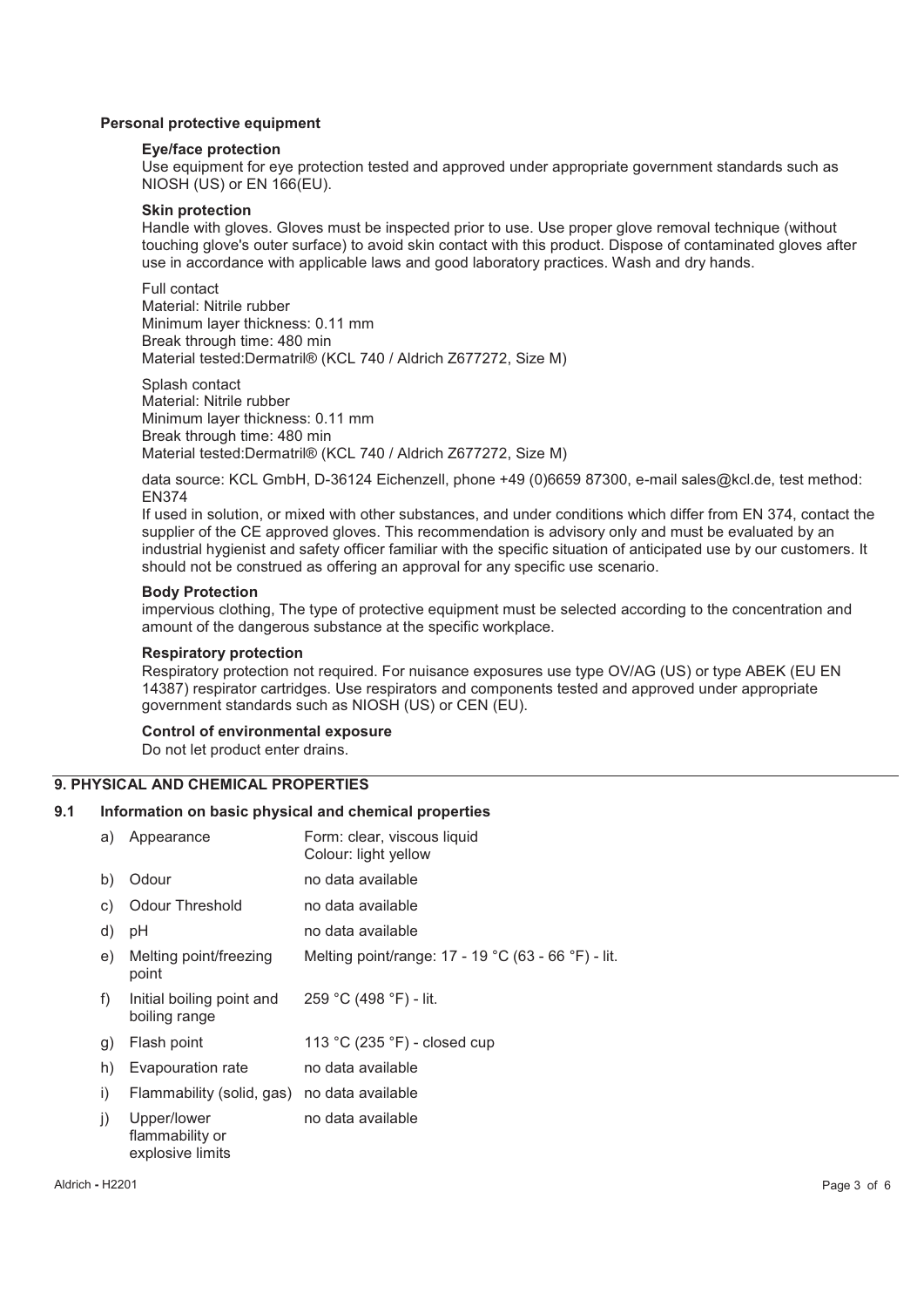### Personal protective equipment

#### Eye/face protection

Use equipment for eye protection tested and approved under appropriate government standards such as NIOSH (US) or EN 166(EU).

#### Skin protection

Handle with gloves. Gloves must be inspected prior to use. Use proper glove removal technique (without touching glove's outer surface) to avoid skin contact with this product. Dispose of contaminated gloves after use in accordance with applicable laws and good laboratory practices. Wash and dry hands.

Full contact
Material: Nitrile rubber
Minimum layer thickness: 0.11 mm
Break through time: 480 min
Material tested:Dermatril® (KCL 740 / Aldrich Z677272, Size M)

Splash contact
Material: Nitrile rubber
Minimum layer thickness: 0.11 mm
Break through time: 480 min
Material tested:Dermatril® (KCL 740 / Aldrich Z677272, Size M)

data source: KCL GmbH, D-36124 Eichenzell, phone +49 (0)6659 87300, e-mail sales@kcl.de, test method: EN374
If used in solution, or mixed with other substances, and under conditions which differ from EN 374, contact the supplier of the CE approved gloves. This recommendation is advisory only and must be evaluated by an industrial hygienist and safety officer familiar with the specific situation of anticipated use by our customers. It should not be construed as offering an approval for any specific use scenario.

#### Body Protection

impervious clothing, The type of protective equipment must be selected according to the concentration and amount of the dangerous substance at the specific workplace.

#### Respiratory protection

Respiratory protection not required. For nuisance exposures use type OV/AG (US) or type ABEK (EU EN 14387) respirator cartridges. Use respirators and components tested and approved under appropriate government standards such as NIOSH (US) or CEN (EU).

#### Control of environmental exposure

Do not let product enter drains.

## 9. PHYSICAL AND CHEMICAL PROPERTIES

### 9.1 Information on basic physical and chemical properties

| | | |
|---|---|---|
| a) | Appearance | Form: clear, viscous liquid<br>Colour: light yellow |
| b) | Odour | no data available |
| c) | Odour Threshold | no data available |
| d) | pH | no data available |
| e) | Melting point/freezing point | Melting point/range: 17 - 19 °C (63 - 66 °F) - lit. |
| f) | Initial boiling point and boiling range | 259 °C (498 °F) - lit. |
| g) | Flash point | 113 °C (235 °F) - closed cup |
| h) | Evapouration rate | no data available |
| i) | Flammability (solid, gas) | no data available |
| j) | Upper/lower flammability or explosive limits | no data available |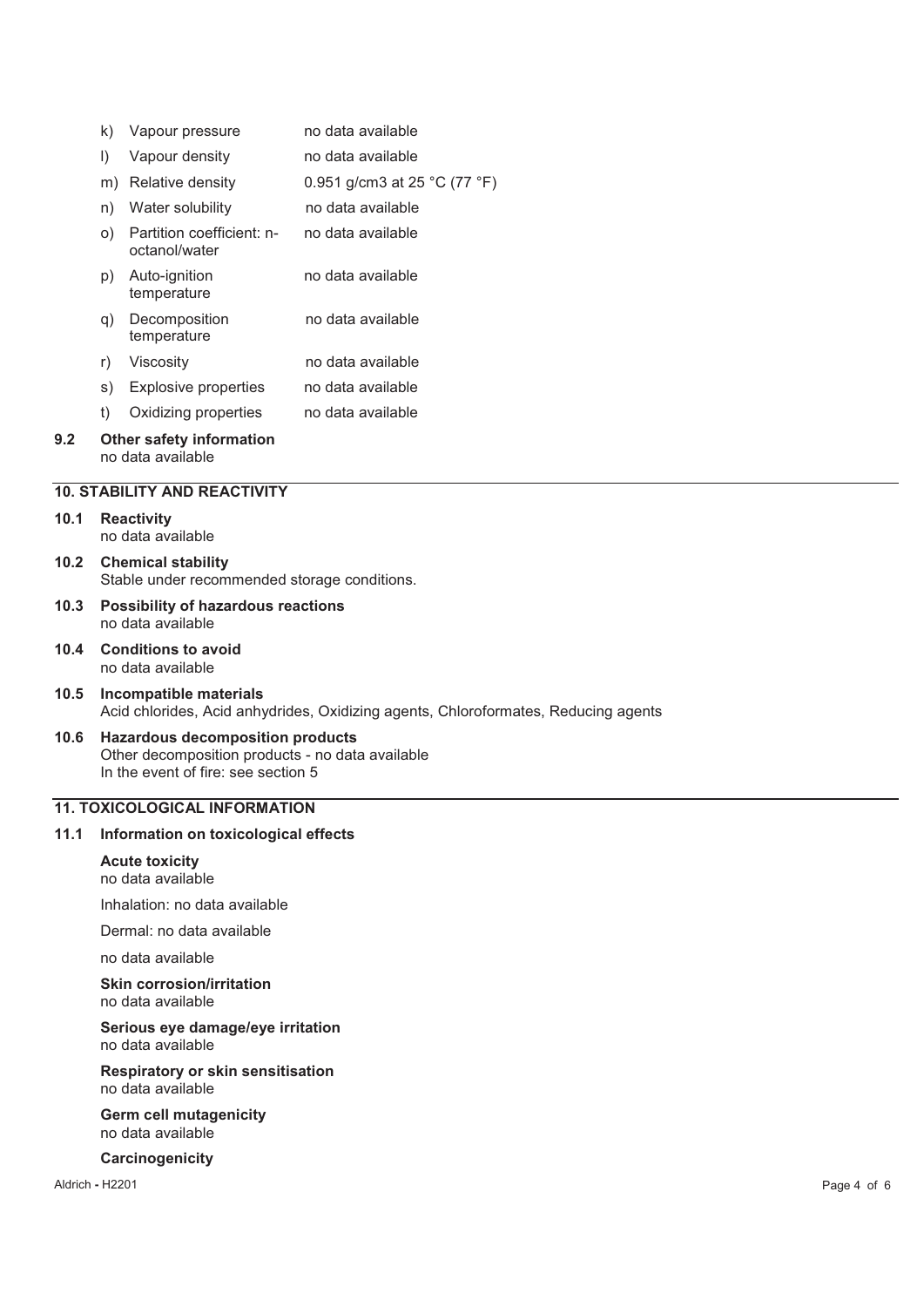| | | |
|---|---|---|
| k) | Vapour pressure | no data available |
| l) | Vapour density | no data available |
| m) | Relative density | 0.951 g/cm3 at 25 °C (77 °F) |
| n) | Water solubility | no data available |
| o) | Partition coefficient: n-octanol/water | no data available |
| p) | Auto-ignition temperature | no data available |
| q) | Decomposition temperature | no data available |
| r) | Viscosity | no data available |
| s) | Explosive properties | no data available |
| t) | Oxidizing properties | no data available |

**9.2 Other safety information**
no data available

## 10. STABILITY AND REACTIVITY

**10.1 Reactivity**
no data available

**10.2 Chemical stability**
Stable under recommended storage conditions.

**10.3 Possibility of hazardous reactions**
no data available

**10.4 Conditions to avoid**
no data available

**10.5 Incompatible materials**
Acid chlorides, Acid anhydrides, Oxidizing agents, Chloroformates, Reducing agents

**10.6 Hazardous decomposition products**
Other decomposition products - no data available
In the event of fire: see section 5

## 11. TOXICOLOGICAL INFORMATION

**11.1 Information on toxicological effects**

**Acute toxicity**
no data available

Inhalation: no data available

Dermal: no data available

no data available

**Skin corrosion/irritation**
no data available

**Serious eye damage/eye irritation**
no data available

**Respiratory or skin sensitisation**
no data available

**Germ cell mutagenicity**
no data available

**Carcinogenicity**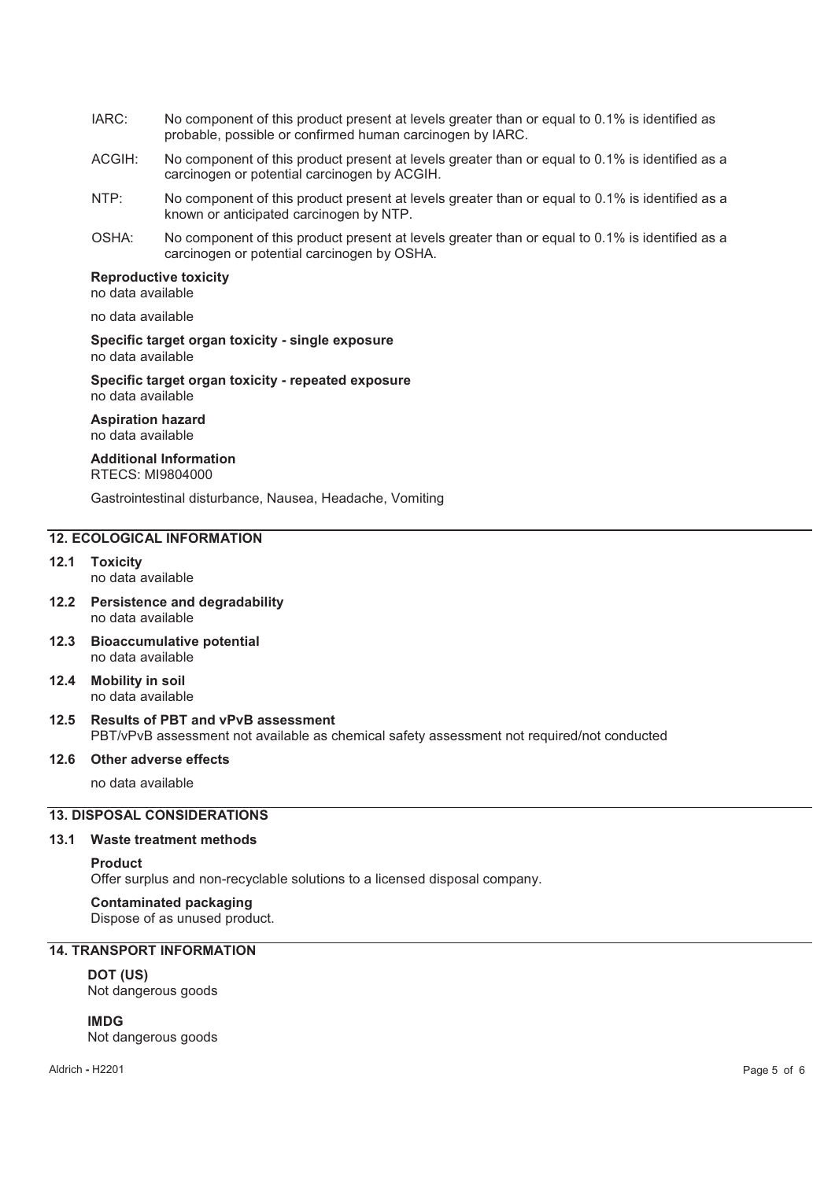IARC: No component of this product present at levels greater than or equal to 0.1% is identified as probable, possible or confirmed human carcinogen by IARC.

ACGIH: No component of this product present at levels greater than or equal to 0.1% is identified as a carcinogen or potential carcinogen by ACGIH.

NTP: No component of this product present at levels greater than or equal to 0.1% is identified as a known or anticipated carcinogen by NTP.

OSHA: No component of this product present at levels greater than or equal to 0.1% is identified as a carcinogen or potential carcinogen by OSHA.

**Reproductive toxicity**
no data available

no data available

**Specific target organ toxicity - single exposure**
no data available

**Specific target organ toxicity - repeated exposure**
no data available

**Aspiration hazard**
no data available

**Additional Information**
RTECS: MI9804000

Gastrointestinal disturbance, Nausea, Headache, Vomiting

## 12. ECOLOGICAL INFORMATION

**12.1 Toxicity**
no data available

**12.2 Persistence and degradability**
no data available

**12.3 Bioaccumulative potential**
no data available

**12.4 Mobility in soil**
no data available

**12.5 Results of PBT and vPvB assessment**
PBT/vPvB assessment not available as chemical safety assessment not required/not conducted

**12.6 Other adverse effects**

no data available

## 13. DISPOSAL CONSIDERATIONS

**13.1 Waste treatment methods**

**Product**
Offer surplus and non-recyclable solutions to a licensed disposal company.

**Contaminated packaging**
Dispose of as unused product.

## 14. TRANSPORT INFORMATION

**DOT (US)**
Not dangerous goods

**IMDG**
Not dangerous goods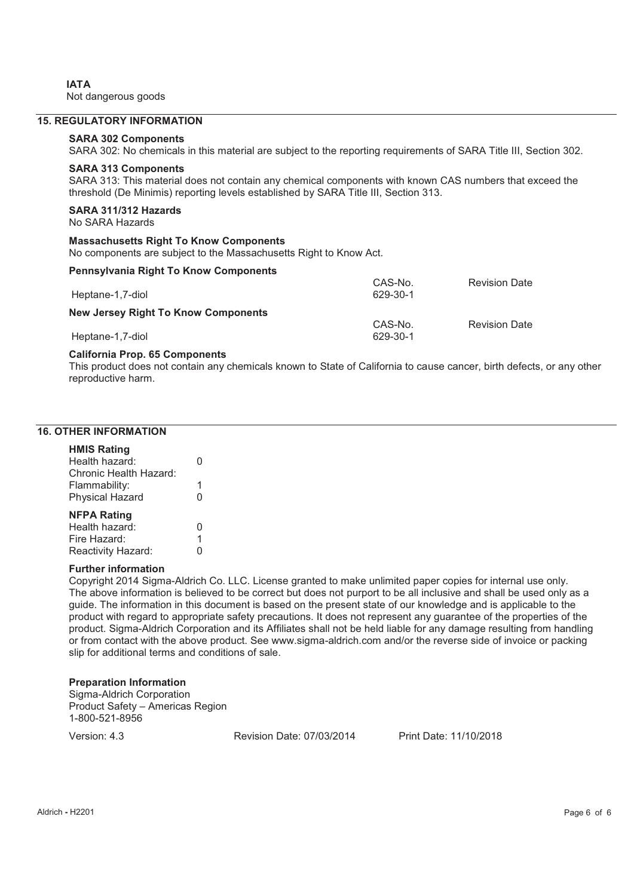**IATA**
Not dangerous goods

## 15. REGULATORY INFORMATION

**SARA 302 Components**
SARA 302: No chemicals in this material are subject to the reporting requirements of SARA Title III, Section 302.

**SARA 313 Components**
SARA 313: This material does not contain any chemical components with known CAS numbers that exceed the threshold (De Minimis) reporting levels established by SARA Title III, Section 313.

**SARA 311/312 Hazards**
No SARA Hazards

**Massachusetts Right To Know Components**
No components are subject to the Massachusetts Right to Know Act.

**Pennsylvania Right To Know Components**

| | CAS-No. | Revision Date |
|---|---|---|
| Heptane-1,7-diol | 629-30-1 | |

**New Jersey Right To Know Components**

| | CAS-No. | Revision Date |
|---|---|---|
| Heptane-1,7-diol | 629-30-1 | |

**California Prop. 65 Components**
This product does not contain any chemicals known to State of California to cause cancer, birth defects, or any other reproductive harm.

## 16. OTHER INFORMATION

**HMIS Rating**

| | |
|---|---|
| Health hazard: | 0 |
| Chronic Health Hazard: | |
| Flammability: | 1 |
| Physical Hazard | 0 |

**NFPA Rating**

| | |
|---|---|
| Health hazard: | 0 |
| Fire Hazard: | 1 |
| Reactivity Hazard: | 0 |

**Further information**
Copyright 2014 Sigma-Aldrich Co. LLC. License granted to make unlimited paper copies for internal use only.
The above information is believed to be correct but does not purport to be all inclusive and shall be used only as a guide. The information in this document is based on the present state of our knowledge and is applicable to the product with regard to appropriate safety precautions. It does not represent any guarantee of the properties of the product. Sigma-Aldrich Corporation and its Affiliates shall not be held liable for any damage resulting from handling or from contact with the above product. See www.sigma-aldrich.com and/or the reverse side of invoice or packing slip for additional terms and conditions of sale.

**Preparation Information**
Sigma-Aldrich Corporation
Product Safety – Americas Region
1-800-521-8956

Version: 4.3 Revision Date: 07/03/2014 Print Date: 11/10/2018